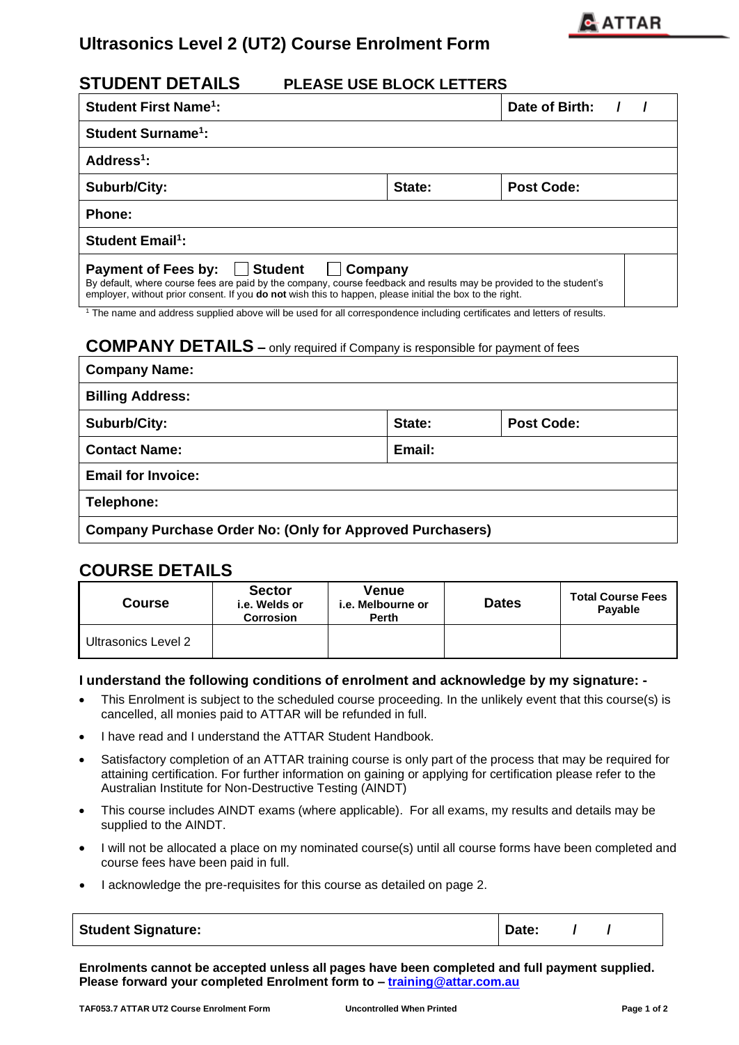# Ultrasonics Level 2 (UT2) Course Enrolment Form

## STUDENT DETAILS PLEASE USE BLOCK LETTERS

| | | |
|---|---|---|
| **Student First Name[1]:** | | **Date of Birth: / /** |
| **Student Surname[1]:** | | |
| **Address[1]:** | | |
| **Suburb/City:** | **State:** | **Post Code:** |
| **Phone:** | | |
| **Student Email[1]:** | | |
| **Payment of Fees by:** ☐ **Student** ☐ **Company**<br>By default, where course fees are paid by the company, course feedback and results may be provided to the student's employer, without prior consent. If you **do not** wish this to happen, please initial the box to the right. | | |

[1] The name and address supplied above will be used for all correspondence including certificates and letters of results.

## COMPANY DETAILS – only required if Company is responsible for payment of fees

| | | |
|---|---|---|
| **Company Name:** | | |
| **Billing Address:** | | |
| **Suburb/City:** | **State:** | **Post Code:** |
| **Contact Name:** | **Email:** | |
| **Email for Invoice:** | | |
| **Telephone:** | | |
| **Company Purchase Order No: (Only for Approved Purchasers)** | | |

## COURSE DETAILS

| Course | Sector i.e. Welds or Corrosion | Venue i.e. Melbourne or Perth | Dates | Total Course Fees Payable |
|---|---|---|---|---|
| Ultrasonics Level 2 | | | | |

**I understand the following conditions of enrolment and acknowledge by my signature: -**

- This Enrolment is subject to the scheduled course proceeding. In the unlikely event that this course(s) is cancelled, all monies paid to ATTAR will be refunded in full.
- I have read and I understand the ATTAR Student Handbook.
- Satisfactory completion of an ATTAR training course is only part of the process that may be required for attaining certification. For further information on gaining or applying for certification please refer to the Australian Institute for Non-Destructive Testing (AINDT)
- This course includes AINDT exams (where applicable). For all exams, my results and details may be supplied to the AINDT.
- I will not be allocated a place on my nominated course(s) until all course forms have been completed and course fees have been paid in full.
- I acknowledge the pre-requisites for this course as detailed on page 2.

| | |
|---|---|
| **Student Signature:** | **Date: / /** |

**Enrolments cannot be accepted unless all pages have been completed and full payment supplied. Please forward your completed Enrolment form to – [training@attar.com.au](mailto:training@attar.com.au)**

TAF053.7 ATTAR UT2 Course Enrolment Form — Uncontrolled When Printed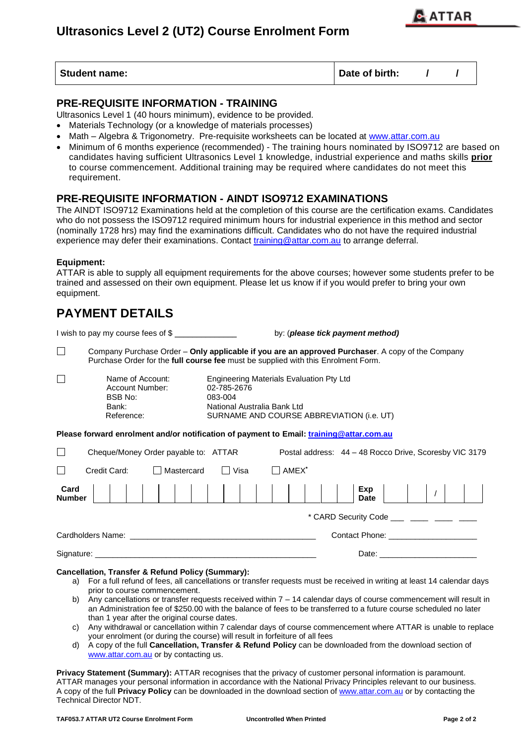# Ultrasonics Level 2 (UT2) Course Enrolment Form

| Student name: | Date of birth: / / |
|---|---|

## PRE-REQUISITE INFORMATION - TRAINING

Ultrasonics Level 1 (40 hours minimum), evidence to be provided.

- Materials Technology (or a knowledge of materials processes)
- Math – Algebra & Trigonometry. Pre-requisite worksheets can be located at www.attar.com.au
- Minimum of 6 months experience (recommended) - The training hours nominated by ISO9712 are based on candidates having sufficient Ultrasonics Level 1 knowledge, industrial experience and maths skills **prior** to course commencement. Additional training may be required where candidates do not meet this requirement.

## PRE-REQUISITE INFORMATION - AINDT ISO9712 EXAMINATIONS

The AINDT ISO9712 Examinations held at the completion of this course are the certification exams. Candidates who do not possess the ISO9712 required minimum hours for industrial experience in this method and sector (nominally 1728 hrs) may find the examinations difficult. Candidates who do not have the required industrial experience may defer their examinations. Contact training@attar.com.au to arrange deferral.

**Equipment:**

ATTAR is able to supply all equipment requirements for the above courses; however some students prefer to be trained and assessed on their own equipment. Please let us know if if you would prefer to bring your own equipment.

## PAYMENT DETAILS

I wish to pay my course fees of $ ______________ by: (***please tick payment method)***

☐ Company Purchase Order – **Only applicable if you are an approved Purchaser**. A copy of the Company Purchase Order for the **full course fee** must be supplied with this Enrolment Form.

☐

| | |
|---|---|
| Name of Account: | Engineering Materials Evaluation Pty Ltd |
| Account Number: | 02-785-2676 |
| BSB No: | 083-004 |
| Bank: | National Australia Bank Ltd |
| Reference: | SURNAME AND COURSE ABBREVIATION (i.e. UT) |

**Please forward enrolment and/or notification of payment to Email: training@attar.com.au**

☐ Cheque/Money Order payable to: ATTAR Postal address: 44 – 48 Rocco Drive, Scoresby VIC 3179

☐ Credit Card: ☐ Mastercard ☐ Visa ☐ AMEX*

**Card Number** | | | | | | | | | | | | | | | | | **Exp Date** | | / | |

* CARD Security Code ___ ____ ____ ____

Cardholders Name: ________________________________________ Contact Phone: ____________________

Signature: ________________________________________________ Date: ______________________

**Cancellation, Transfer & Refund Policy (Summary):**

a) For a full refund of fees, all cancellations or transfer requests must be received in writing at least 14 calendar days prior to course commencement.

b) Any cancellations or transfer requests received within 7 – 14 calendar days of course commencement will result in an Administration fee of $250.00 with the balance of fees to be transferred to a future course scheduled no later than 1 year after the original course dates.

c) Any withdrawal or cancellation within 7 calendar days of course commencement where ATTAR is unable to replace your enrolment (or during the course) will result in forfeiture of all fees

d) A copy of the full **Cancellation, Transfer & Refund Policy** can be downloaded from the download section of www.attar.com.au or by contacting us.

**Privacy Statement (Summary):** ATTAR recognises that the privacy of customer personal information is paramount. ATTAR manages your personal information in accordance with the National Privacy Principles relevant to our business. A copy of the full **Privacy Policy** can be downloaded in the download section of www.attar.com.au or by contacting the Technical Director NDT.